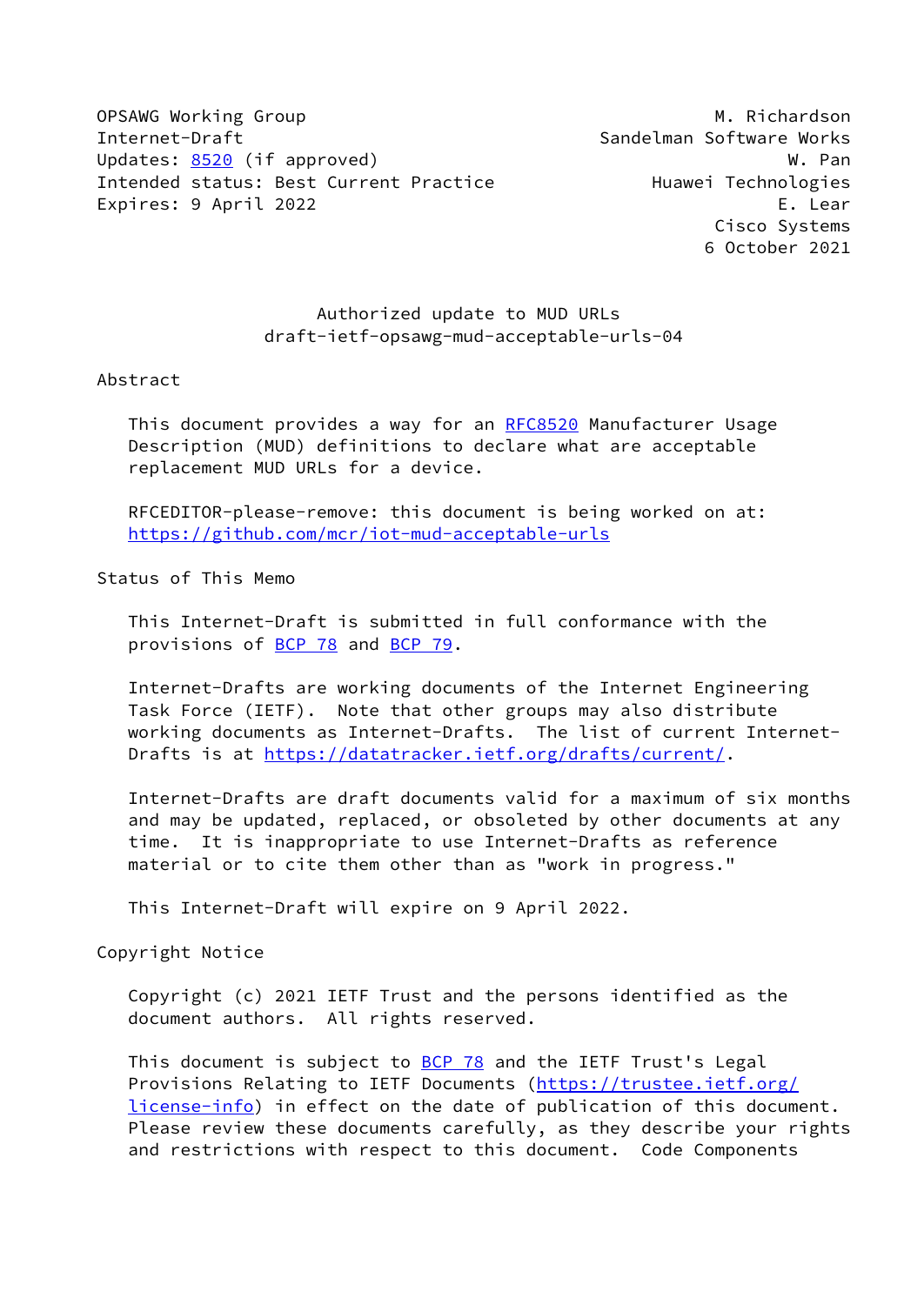OPSAWG Working Group M. Richardson
Internet-Draft Sandelman Software Works
Updates: 8520 (if approved) W. Pan
Intended status: Best Current Practice Huawei Technologies
Expires: 9 April 2022 E. Lear
Cisco Systems
6 October 2021

# Authorized update to MUD URLs
## draft-ietf-opsawg-mud-acceptable-urls-04

## Abstract

This document provides a way for an RFC8520 Manufacturer Usage Description (MUD) definitions to declare what are acceptable replacement MUD URLs for a device.

RFCEDITOR-please-remove: this document is being worked on at: https://github.com/mcr/iot-mud-acceptable-urls

## Status of This Memo

This Internet-Draft is submitted in full conformance with the provisions of BCP 78 and BCP 79.

Internet-Drafts are working documents of the Internet Engineering Task Force (IETF). Note that other groups may also distribute working documents as Internet-Drafts. The list of current Internet-Drafts is at https://datatracker.ietf.org/drafts/current/.

Internet-Drafts are draft documents valid for a maximum of six months and may be updated, replaced, or obsoleted by other documents at any time. It is inappropriate to use Internet-Drafts as reference material or to cite them other than as "work in progress."

This Internet-Draft will expire on 9 April 2022.

## Copyright Notice

Copyright (c) 2021 IETF Trust and the persons identified as the document authors. All rights reserved.

This document is subject to BCP 78 and the IETF Trust's Legal Provisions Relating to IETF Documents (https://trustee.ietf.org/license-info) in effect on the date of publication of this document. Please review these documents carefully, as they describe your rights and restrictions with respect to this document. Code Components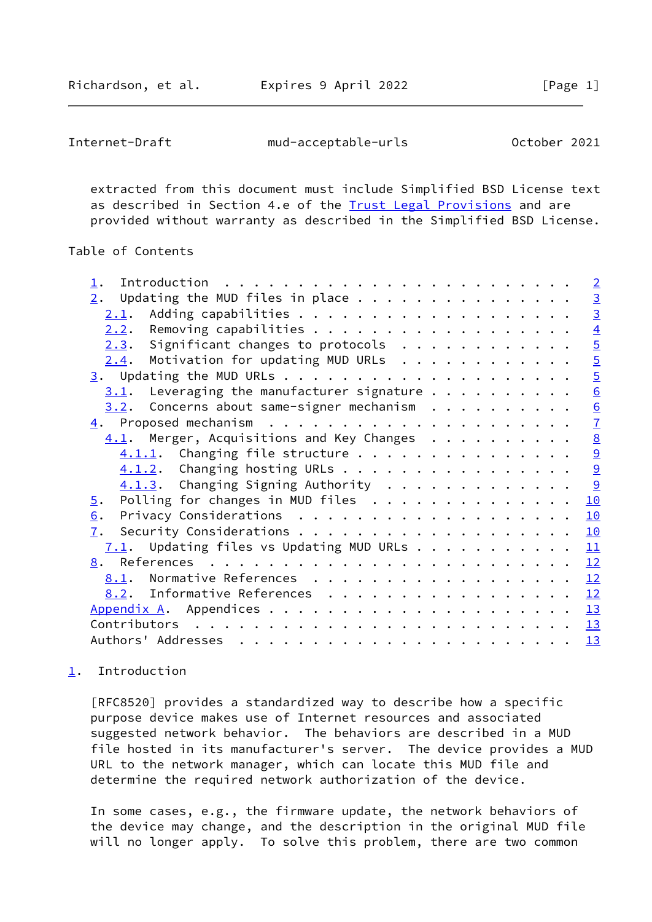extracted from this document must include Simplified BSD License text as described in Section 4.e of the Trust Legal Provisions and are provided without warranty as described in the Simplified BSD License.

## Table of Contents

- 1. Introduction . . . 2
- 2. Updating the MUD files in place . . . 3
  - 2.1. Adding capabilities . . . 3
  - 2.2. Removing capabilities . . . 4
  - 2.3. Significant changes to protocols . . . 5
  - 2.4. Motivation for updating MUD URLs . . . 5
- 3. Updating the MUD URLs . . . 5
  - 3.1. Leveraging the manufacturer signature . . . 6
  - 3.2. Concerns about same-signer mechanism . . . 6
- 4. Proposed mechanism . . . 7
  - 4.1. Merger, Acquisitions and Key Changes . . . 8
    - 4.1.1. Changing file structure . . . 9
    - 4.1.2. Changing hosting URLs . . . 9
    - 4.1.3. Changing Signing Authority . . . 9
- 5. Polling for changes in MUD files . . . 10
- 6. Privacy Considerations . . . 10
- 7. Security Considerations . . . 10
  - 7.1. Updating files vs Updating MUD URLs . . . 11
- 8. References . . . 12
  - 8.1. Normative References . . . 12
  - 8.2. Informative References . . . 12
- Appendix A. Appendices . . . 13
- Contributors . . . 13
- Authors' Addresses . . . 13

## 1. Introduction

[RFC8520] provides a standardized way to describe how a specific purpose device makes use of Internet resources and associated suggested network behavior. The behaviors are described in a MUD file hosted in its manufacturer's server. The device provides a MUD URL to the network manager, which can locate this MUD file and determine the required network authorization of the device.

In some cases, e.g., the firmware update, the network behaviors of the device may change, and the description in the original MUD file will no longer apply. To solve this problem, there are two common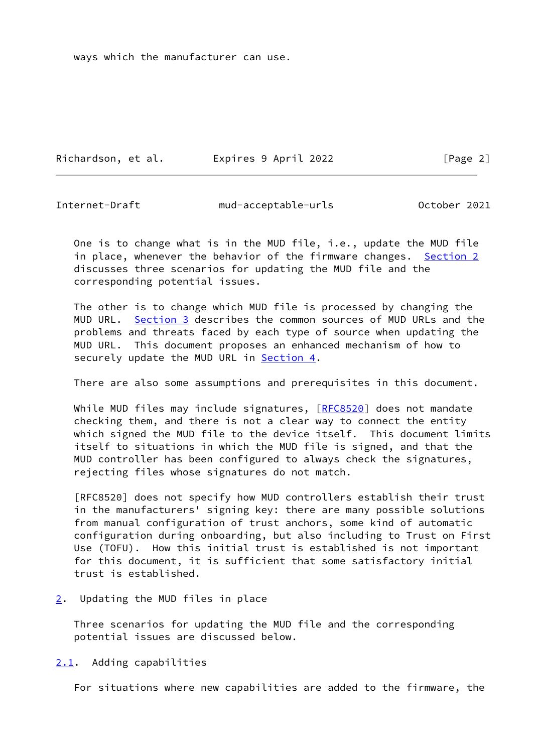ways which the manufacturer can use.

One is to change what is in the MUD file, i.e., update the MUD file in place, whenever the behavior of the firmware changes. Section 2 discusses three scenarios for updating the MUD file and the corresponding potential issues.

The other is to change which MUD file is processed by changing the MUD URL. Section 3 describes the common sources of MUD URLs and the problems and threats faced by each type of source when updating the MUD URL. This document proposes an enhanced mechanism of how to securely update the MUD URL in Section 4.

There are also some assumptions and prerequisites in this document.

While MUD files may include signatures, [RFC8520] does not mandate checking them, and there is not a clear way to connect the entity which signed the MUD file to the device itself. This document limits itself to situations in which the MUD file is signed, and that the MUD controller has been configured to always check the signatures, rejecting files whose signatures do not match.

[RFC8520] does not specify how MUD controllers establish their trust in the manufacturers' signing key: there are many possible solutions from manual configuration of trust anchors, some kind of automatic configuration during onboarding, but also including to Trust on First Use (TOFU). How this initial trust is established is not important for this document, it is sufficient that some satisfactory initial trust is established.

## 2. Updating the MUD files in place

Three scenarios for updating the MUD file and the corresponding potential issues are discussed below.

### 2.1. Adding capabilities

For situations where new capabilities are added to the firmware, the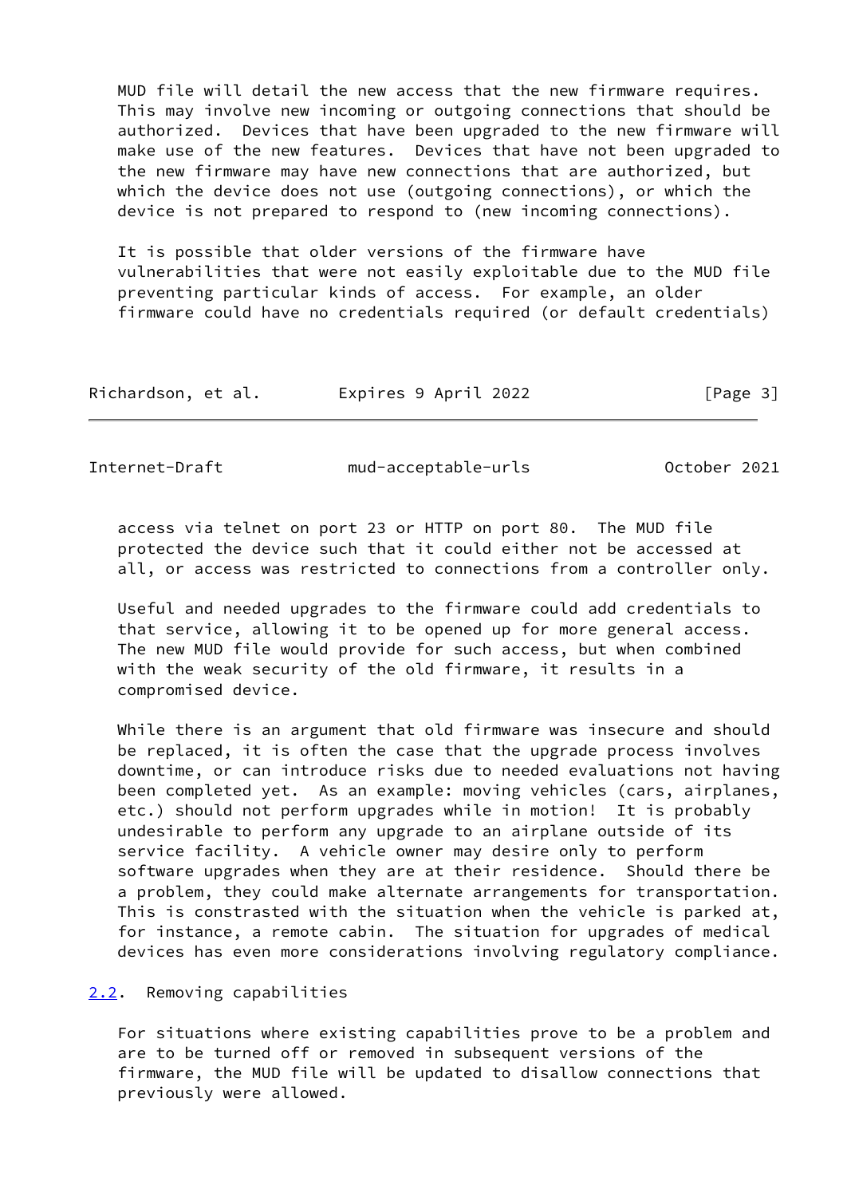MUD file will detail the new access that the new firmware requires. This may involve new incoming or outgoing connections that should be authorized. Devices that have been upgraded to the new firmware will make use of the new features. Devices that have not been upgraded to the new firmware may have new connections that are authorized, but which the device does not use (outgoing connections), or which the device is not prepared to respond to (new incoming connections).

It is possible that older versions of the firmware have vulnerabilities that were not easily exploitable due to the MUD file preventing particular kinds of access. For example, an older firmware could have no credentials required (or default credentials) access via telnet on port 23 or HTTP on port 80. The MUD file protected the device such that it could either not be accessed at all, or access was restricted to connections from a controller only.

Useful and needed upgrades to the firmware could add credentials to that service, allowing it to be opened up for more general access. The new MUD file would provide for such access, but when combined with the weak security of the old firmware, it results in a compromised device.

While there is an argument that old firmware was insecure and should be replaced, it is often the case that the upgrade process involves downtime, or can introduce risks due to needed evaluations not having been completed yet. As an example: moving vehicles (cars, airplanes, etc.) should not perform upgrades while in motion! It is probably undesirable to perform any upgrade to an airplane outside of its service facility. A vehicle owner may desire only to perform software upgrades when they are at their residence. Should there be a problem, they could make alternate arrangements for transportation. This is constrasted with the situation when the vehicle is parked at, for instance, a remote cabin. The situation for upgrades of medical devices has even more considerations involving regulatory compliance.

### 2.2. Removing capabilities

For situations where existing capabilities prove to be a problem and are to be turned off or removed in subsequent versions of the firmware, the MUD file will be updated to disallow connections that previously were allowed.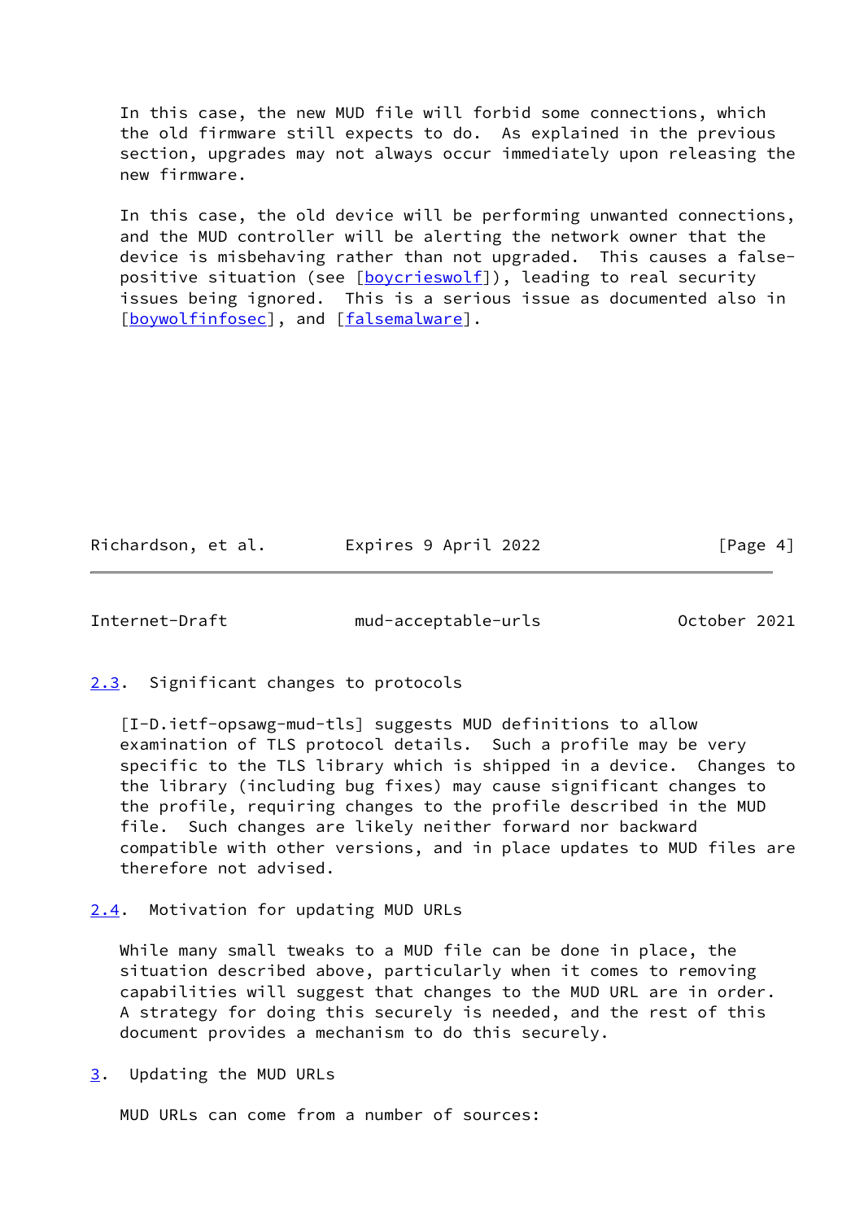In this case, the new MUD file will forbid some connections, which the old firmware still expects to do. As explained in the previous section, upgrades may not always occur immediately upon releasing the new firmware.

In this case, the old device will be performing unwanted connections, and the MUD controller will be alerting the network owner that the device is misbehaving rather than not upgraded. This causes a false-positive situation (see [boycrieswolf]), leading to real security issues being ignored. This is a serious issue as documented also in [boywolfinfosec], and [falsemalware].

### 2.3. Significant changes to protocols

[I-D.ietf-opsawg-mud-tls] suggests MUD definitions to allow examination of TLS protocol details. Such a profile may be very specific to the TLS library which is shipped in a device. Changes to the library (including bug fixes) may cause significant changes to the profile, requiring changes to the profile described in the MUD file. Such changes are likely neither forward nor backward compatible with other versions, and in place updates to MUD files are therefore not advised.

### 2.4. Motivation for updating MUD URLs

While many small tweaks to a MUD file can be done in place, the situation described above, particularly when it comes to removing capabilities will suggest that changes to the MUD URL are in order. A strategy for doing this securely is needed, and the rest of this document provides a mechanism to do this securely.

## 3. Updating the MUD URLs

MUD URLs can come from a number of sources: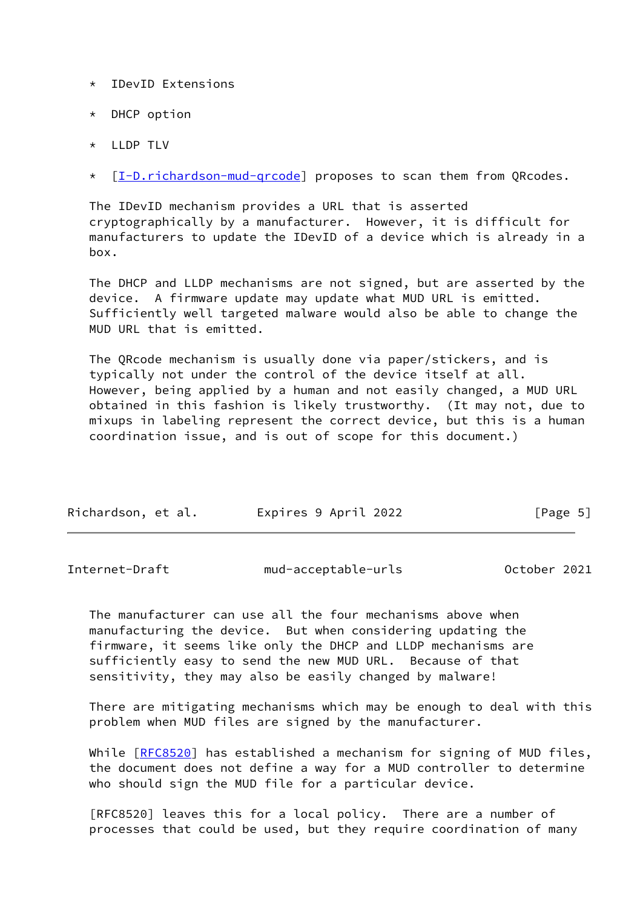* IDevID Extensions

* DHCP option

* LLDP TLV

* [I-D.richardson-mud-qrcode] proposes to scan them from QRcodes.

The IDevID mechanism provides a URL that is asserted cryptographically by a manufacturer. However, it is difficult for manufacturers to update the IDevID of a device which is already in a box.

The DHCP and LLDP mechanisms are not signed, but are asserted by the device. A firmware update may update what MUD URL is emitted. Sufficiently well targeted malware would also be able to change the MUD URL that is emitted.

The QRcode mechanism is usually done via paper/stickers, and is typically not under the control of the device itself at all. However, being applied by a human and not easily changed, a MUD URL obtained in this fashion is likely trustworthy. (It may not, due to mixups in labeling represent the correct device, but this is a human coordination issue, and is out of scope for this document.)

The manufacturer can use all the four mechanisms above when manufacturing the device. But when considering updating the firmware, it seems like only the DHCP and LLDP mechanisms are sufficiently easy to send the new MUD URL. Because of that sensitivity, they may also be easily changed by malware!

There are mitigating mechanisms which may be enough to deal with this problem when MUD files are signed by the manufacturer.

While [RFC8520] has established a mechanism for signing of MUD files, the document does not define a way for a MUD controller to determine who should sign the MUD file for a particular device.

[RFC8520] leaves this for a local policy. There are a number of processes that could be used, but they require coordination of many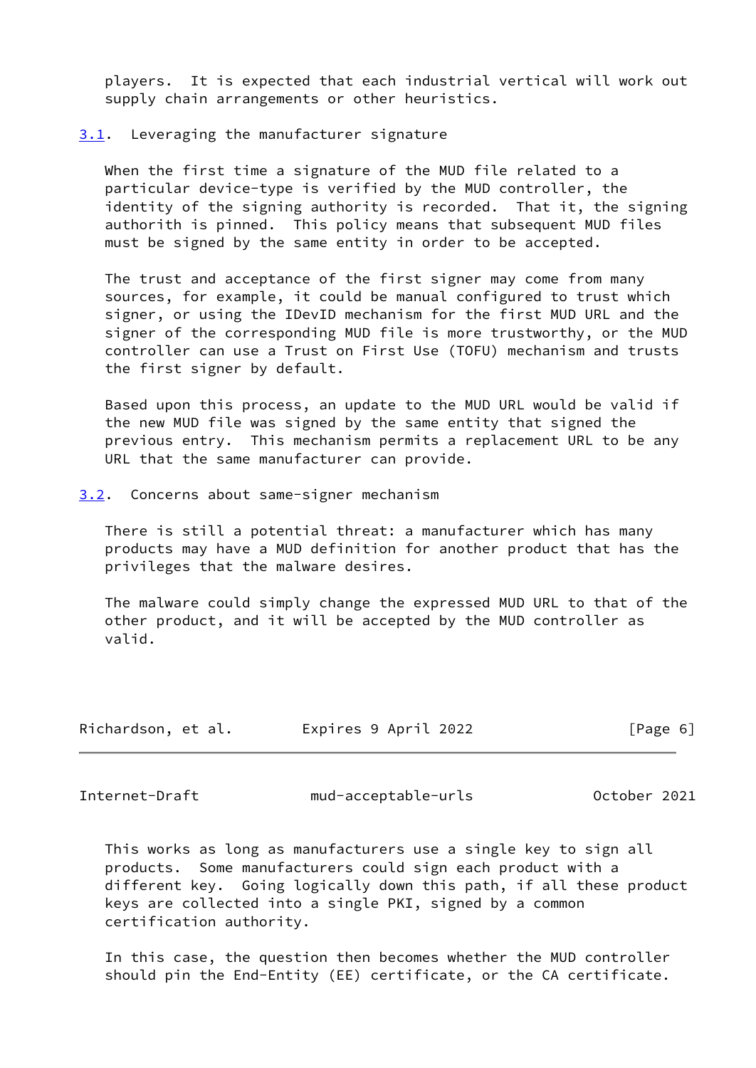players. It is expected that each industrial vertical will work out supply chain arrangements or other heuristics.

### 3.1. Leveraging the manufacturer signature

When the first time a signature of the MUD file related to a particular device-type is verified by the MUD controller, the identity of the signing authority is recorded. That it, the signing authorith is pinned. This policy means that subsequent MUD files must be signed by the same entity in order to be accepted.

The trust and acceptance of the first signer may come from many sources, for example, it could be manual configured to trust which signer, or using the IDevID mechanism for the first MUD URL and the signer of the corresponding MUD file is more trustworthy, or the MUD controller can use a Trust on First Use (TOFU) mechanism and trusts the first signer by default.

Based upon this process, an update to the MUD URL would be valid if the new MUD file was signed by the same entity that signed the previous entry. This mechanism permits a replacement URL to be any URL that the same manufacturer can provide.

### 3.2. Concerns about same-signer mechanism

There is still a potential threat: a manufacturer which has many products may have a MUD definition for another product that has the privileges that the malware desires.

The malware could simply change the expressed MUD URL to that of the other product, and it will be accepted by the MUD controller as valid.

This works as long as manufacturers use a single key to sign all products. Some manufacturers could sign each product with a different key. Going logically down this path, if all these product keys are collected into a single PKI, signed by a common certification authority.

In this case, the question then becomes whether the MUD controller should pin the End-Entity (EE) certificate, or the CA certificate.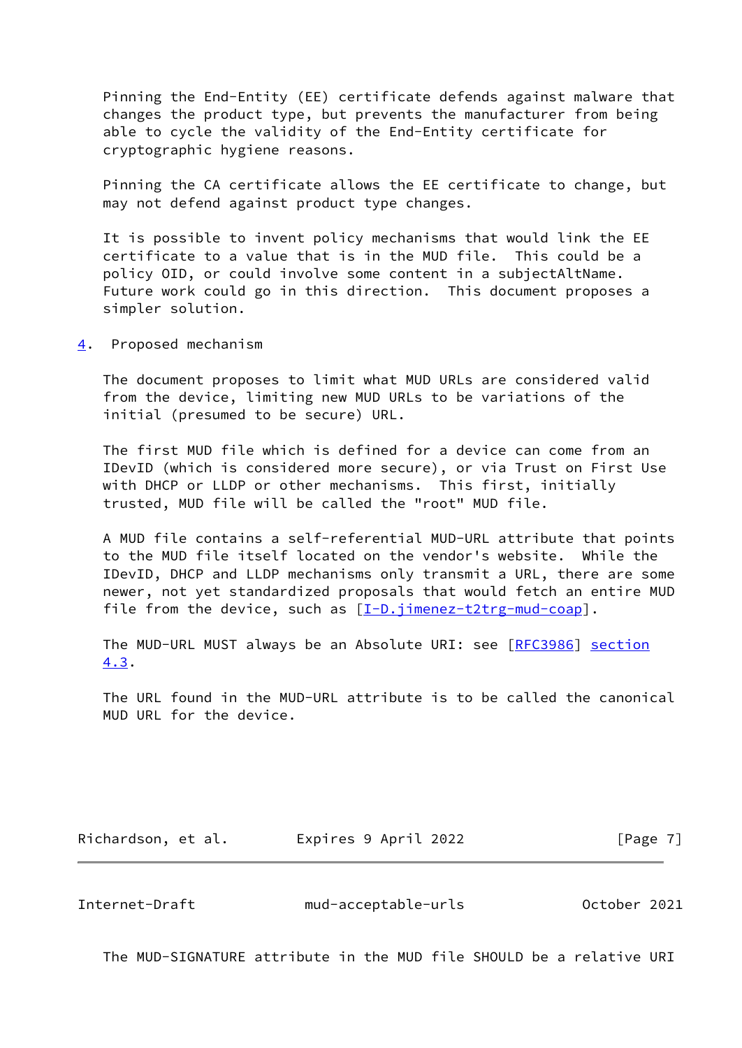Pinning the End-Entity (EE) certificate defends against malware that changes the product type, but prevents the manufacturer from being able to cycle the validity of the End-Entity certificate for cryptographic hygiene reasons.

Pinning the CA certificate allows the EE certificate to change, but may not defend against product type changes.

It is possible to invent policy mechanisms that would link the EE certificate to a value that is in the MUD file. This could be a policy OID, or could involve some content in a subjectAltName. Future work could go in this direction. This document proposes a simpler solution.

## 4. Proposed mechanism

The document proposes to limit what MUD URLs are considered valid from the device, limiting new MUD URLs to be variations of the initial (presumed to be secure) URL.

The first MUD file which is defined for a device can come from an IDevID (which is considered more secure), or via Trust on First Use with DHCP or LLDP or other mechanisms. This first, initially trusted, MUD file will be called the "root" MUD file.

A MUD file contains a self-referential MUD-URL attribute that points to the MUD file itself located on the vendor's website. While the IDevID, DHCP and LLDP mechanisms only transmit a URL, there are some newer, not yet standardized proposals that would fetch an entire MUD file from the device, such as [I-D.jimenez-t2trg-mud-coap].

The MUD-URL MUST always be an Absolute URI: see [RFC3986] section 4.3.

The URL found in the MUD-URL attribute is to be called the canonical MUD URL for the device.

The MUD-SIGNATURE attribute in the MUD file SHOULD be a relative URI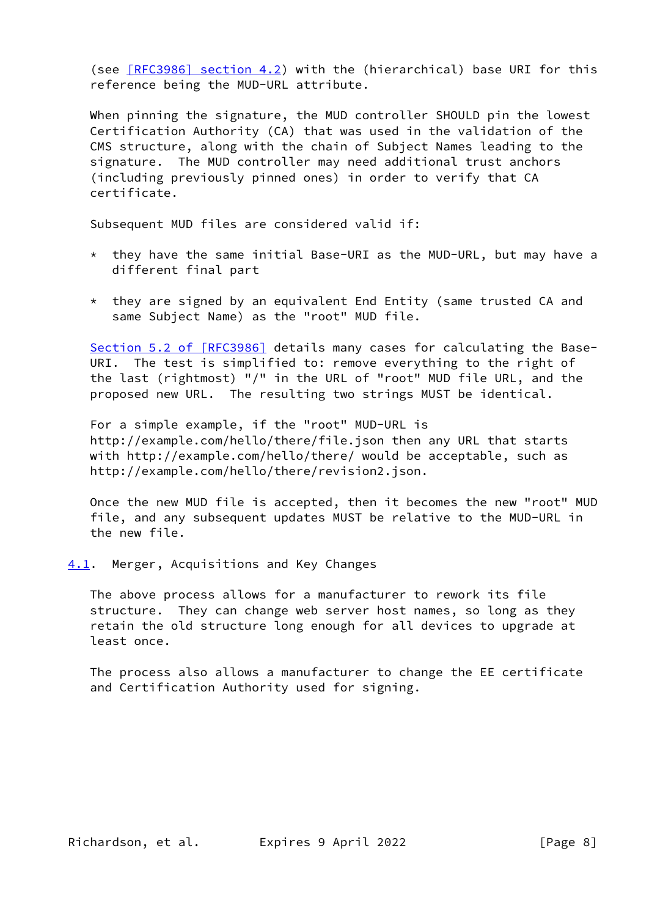(see [RFC3986] section 4.2) with the (hierarchical) base URI for this reference being the MUD-URL attribute.

When pinning the signature, the MUD controller SHOULD pin the lowest Certification Authority (CA) that was used in the validation of the CMS structure, along with the chain of Subject Names leading to the signature. The MUD controller may need additional trust anchors (including previously pinned ones) in order to verify that CA certificate.

Subsequent MUD files are considered valid if:

* they have the same initial Base-URI as the MUD-URL, but may have a different final part

* they are signed by an equivalent End Entity (same trusted CA and same Subject Name) as the "root" MUD file.

Section 5.2 of [RFC3986] details many cases for calculating the Base-URI. The test is simplified to: remove everything to the right of the last (rightmost) "/" in the URL of "root" MUD file URL, and the proposed new URL. The resulting two strings MUST be identical.

For a simple example, if the "root" MUD-URL is http://example.com/hello/there/file.json then any URL that starts with http://example.com/hello/there/ would be acceptable, such as http://example.com/hello/there/revision2.json.

Once the new MUD file is accepted, then it becomes the new "root" MUD file, and any subsequent updates MUST be relative to the MUD-URL in the new file.

## 4.1. Merger, Acquisitions and Key Changes

The above process allows for a manufacturer to rework its file structure. They can change web server host names, so long as they retain the old structure long enough for all devices to upgrade at least once.

The process also allows a manufacturer to change the EE certificate and Certification Authority used for signing.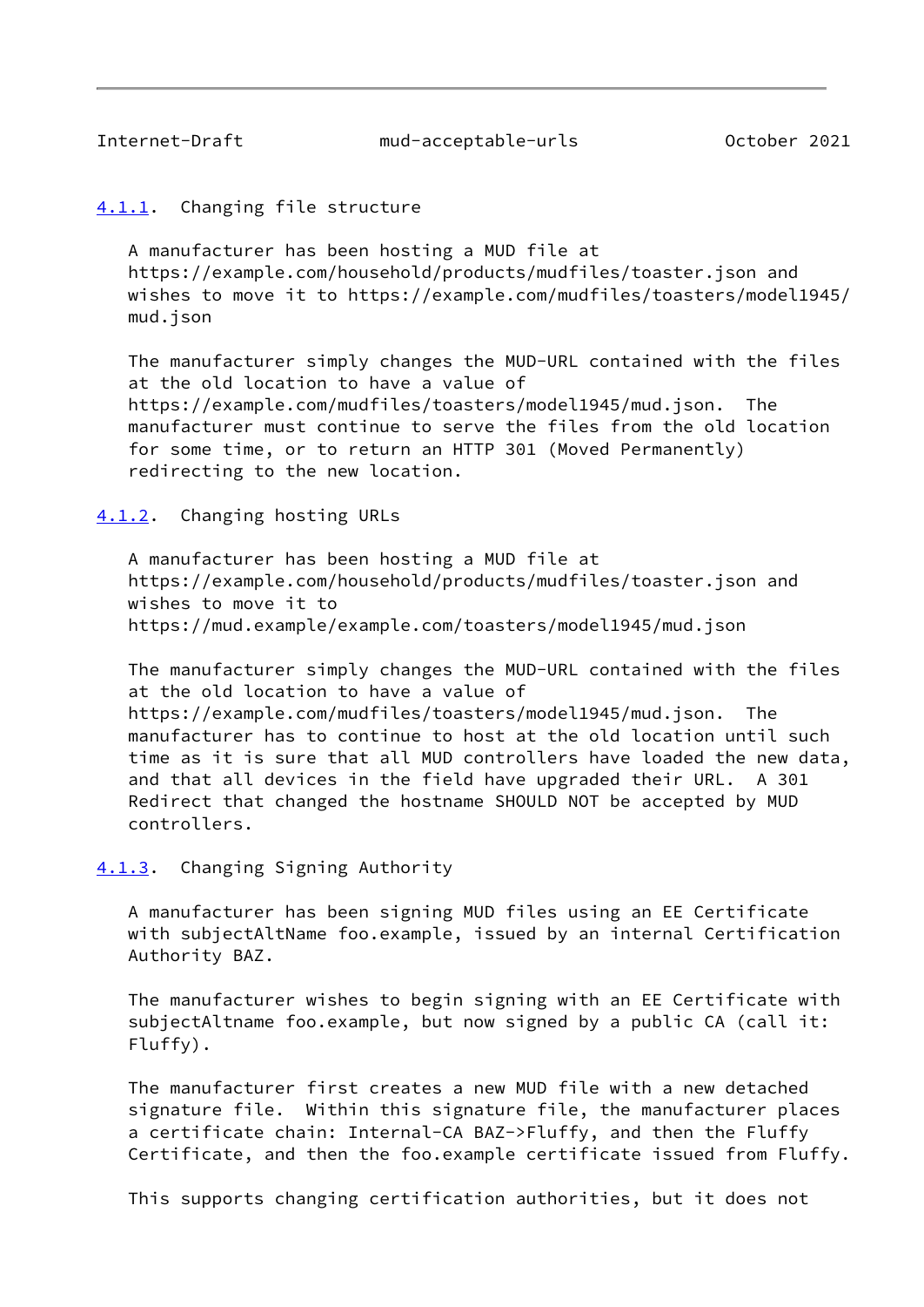#### 4.1.1. Changing file structure

A manufacturer has been hosting a MUD file at https://example.com/household/products/mudfiles/toaster.json and wishes to move it to https://example.com/mudfiles/toasters/model1945/mud.json

The manufacturer simply changes the MUD-URL contained with the files at the old location to have a value of https://example.com/mudfiles/toasters/model1945/mud.json. The manufacturer must continue to serve the files from the old location for some time, or to return an HTTP 301 (Moved Permanently) redirecting to the new location.

#### 4.1.2. Changing hosting URLs

A manufacturer has been hosting a MUD file at https://example.com/household/products/mudfiles/toaster.json and wishes to move it to https://mud.example/example.com/toasters/model1945/mud.json

The manufacturer simply changes the MUD-URL contained with the files at the old location to have a value of https://example.com/mudfiles/toasters/model1945/mud.json. The manufacturer has to continue to host at the old location until such time as it is sure that all MUD controllers have loaded the new data, and that all devices in the field have upgraded their URL. A 301 Redirect that changed the hostname SHOULD NOT be accepted by MUD controllers.

#### 4.1.3. Changing Signing Authority

A manufacturer has been signing MUD files using an EE Certificate with subjectAltName foo.example, issued by an internal Certification Authority BAZ.

The manufacturer wishes to begin signing with an EE Certificate with subjectAltname foo.example, but now signed by a public CA (call it: Fluffy).

The manufacturer first creates a new MUD file with a new detached signature file. Within this signature file, the manufacturer places a certificate chain: Internal-CA BAZ->Fluffy, and then the Fluffy Certificate, and then the foo.example certificate issued from Fluffy.

This supports changing certification authorities, but it does not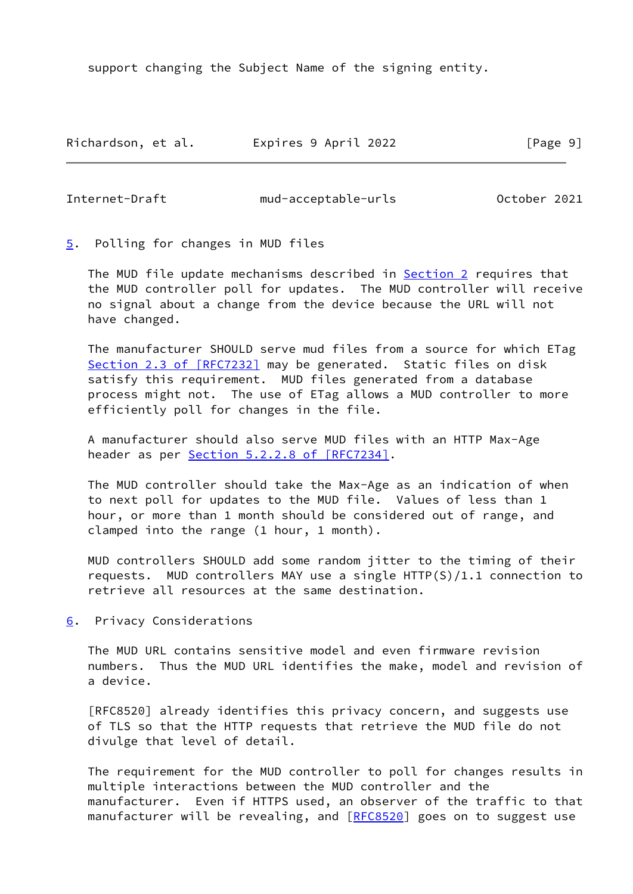support changing the Subject Name of the signing entity.

## 5. Polling for changes in MUD files

The MUD file update mechanisms described in Section 2 requires that the MUD controller poll for updates. The MUD controller will receive no signal about a change from the device because the URL will not have changed.

The manufacturer SHOULD serve mud files from a source for which ETag Section 2.3 of [RFC7232] may be generated. Static files on disk satisfy this requirement. MUD files generated from a database process might not. The use of ETag allows a MUD controller to more efficiently poll for changes in the file.

A manufacturer should also serve MUD files with an HTTP Max-Age header as per Section 5.2.2.8 of [RFC7234].

The MUD controller should take the Max-Age as an indication of when to next poll for updates to the MUD file. Values of less than 1 hour, or more than 1 month should be considered out of range, and clamped into the range (1 hour, 1 month).

MUD controllers SHOULD add some random jitter to the timing of their requests. MUD controllers MAY use a single HTTP(S)/1.1 connection to retrieve all resources at the same destination.

## 6. Privacy Considerations

The MUD URL contains sensitive model and even firmware revision numbers. Thus the MUD URL identifies the make, model and revision of a device.

[RFC8520] already identifies this privacy concern, and suggests use of TLS so that the HTTP requests that retrieve the MUD file do not divulge that level of detail.

The requirement for the MUD controller to poll for changes results in multiple interactions between the MUD controller and the manufacturer. Even if HTTPS used, an observer of the traffic to that manufacturer will be revealing, and [RFC8520] goes on to suggest use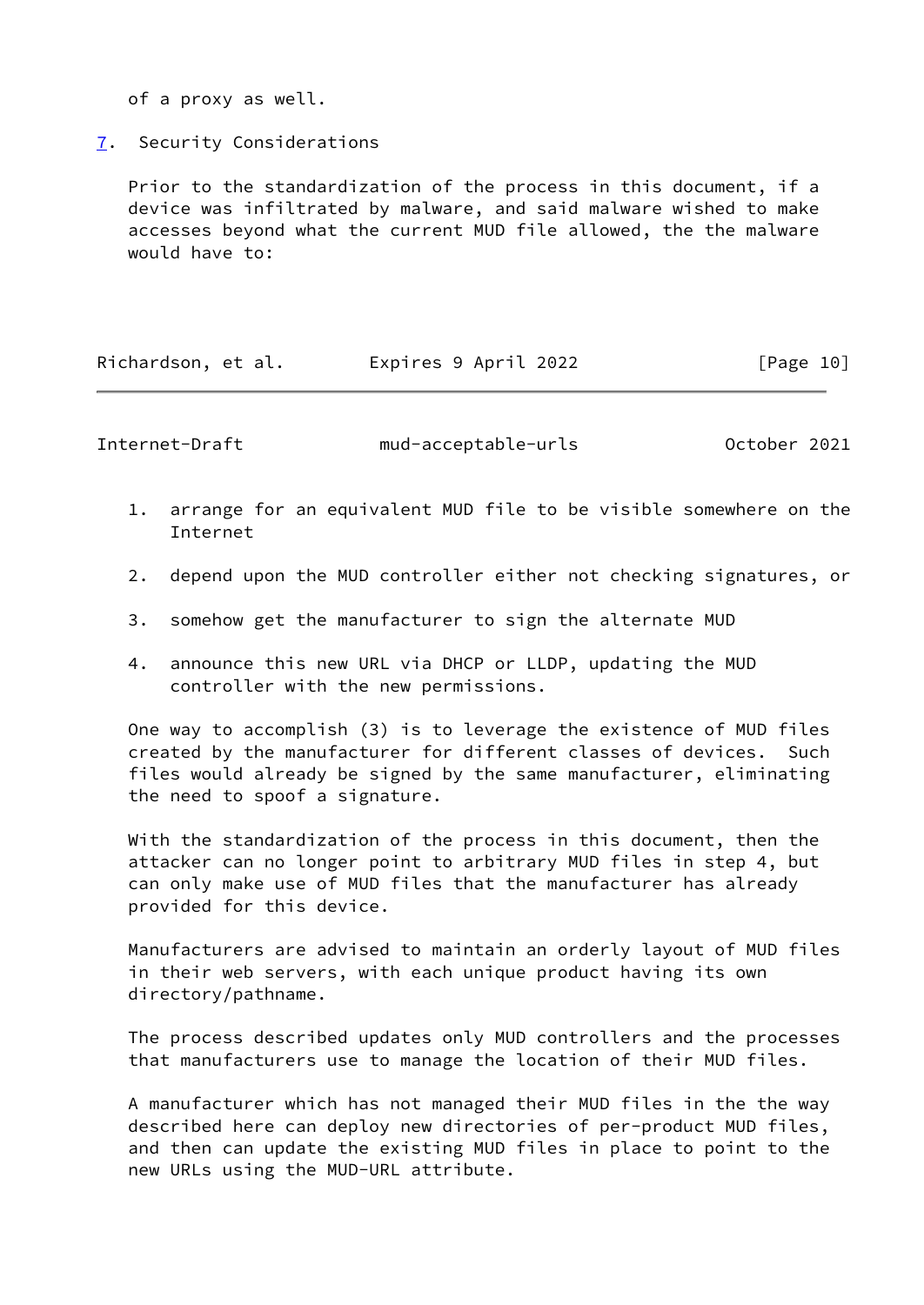of a proxy as well.

## 7. Security Considerations

Prior to the standardization of the process in this document, if a device was infiltrated by malware, and said malware wished to make accesses beyond what the current MUD file allowed, the the malware would have to:

1. arrange for an equivalent MUD file to be visible somewhere on the Internet

2. depend upon the MUD controller either not checking signatures, or

3. somehow get the manufacturer to sign the alternate MUD

4. announce this new URL via DHCP or LLDP, updating the MUD controller with the new permissions.

One way to accomplish (3) is to leverage the existence of MUD files created by the manufacturer for different classes of devices. Such files would already be signed by the same manufacturer, eliminating the need to spoof a signature.

With the standardization of the process in this document, then the attacker can no longer point to arbitrary MUD files in step 4, but can only make use of MUD files that the manufacturer has already provided for this device.

Manufacturers are advised to maintain an orderly layout of MUD files in their web servers, with each unique product having its own directory/pathname.

The process described updates only MUD controllers and the processes that manufacturers use to manage the location of their MUD files.

A manufacturer which has not managed their MUD files in the the way described here can deploy new directories of per-product MUD files, and then can update the existing MUD files in place to point to the new URLs using the MUD-URL attribute.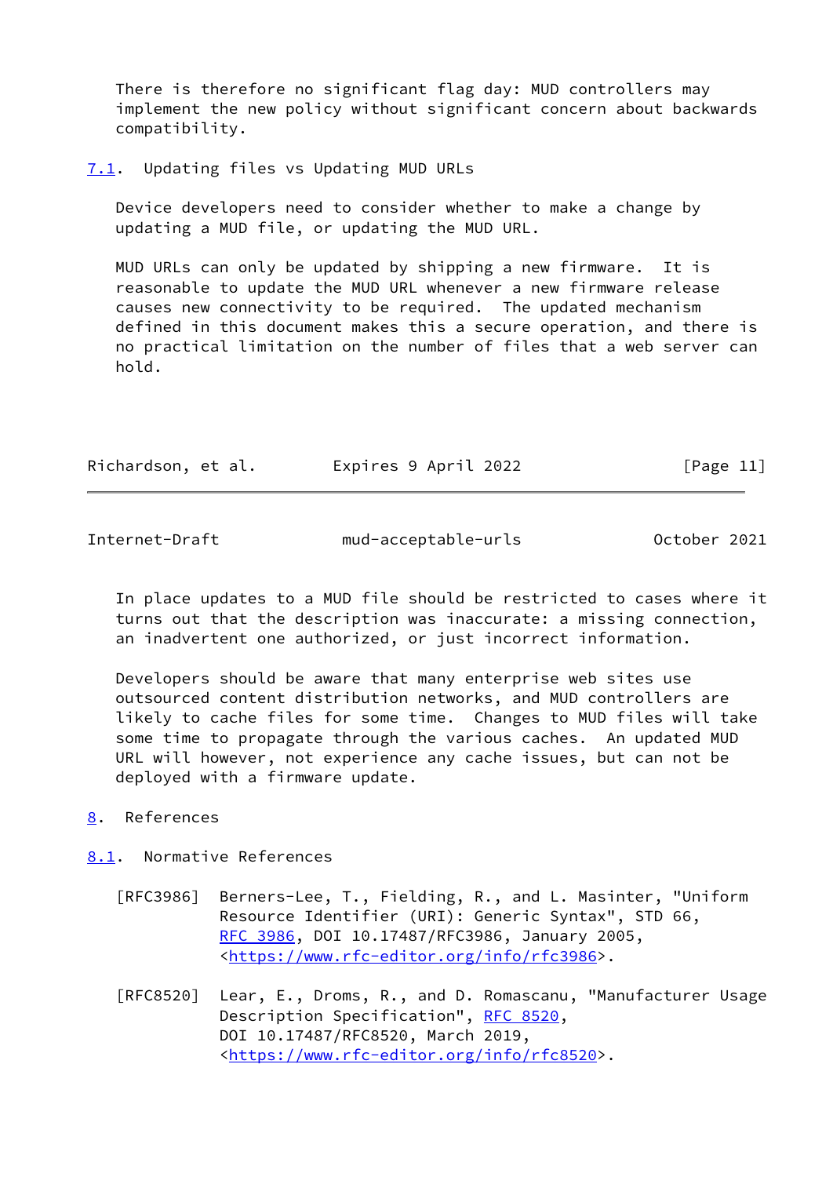There is therefore no significant flag day: MUD controllers may implement the new policy without significant concern about backwards compatibility.

### 7.1. Updating files vs Updating MUD URLs

Device developers need to consider whether to make a change by updating a MUD file, or updating the MUD URL.

MUD URLs can only be updated by shipping a new firmware. It is reasonable to update the MUD URL whenever a new firmware release causes new connectivity to be required. The updated mechanism defined in this document makes this a secure operation, and there is no practical limitation on the number of files that a web server can hold.

In place updates to a MUD file should be restricted to cases where it turns out that the description was inaccurate: a missing connection, an inadvertent one authorized, or just incorrect information.

Developers should be aware that many enterprise web sites use outsourced content distribution networks, and MUD controllers are likely to cache files for some time. Changes to MUD files will take some time to propagate through the various caches. An updated MUD URL will however, not experience any cache issues, but can not be deployed with a firmware update.

## 8. References

### 8.1. Normative References

[RFC3986] Berners-Lee, T., Fielding, R., and L. Masinter, "Uniform Resource Identifier (URI): Generic Syntax", STD 66, RFC 3986, DOI 10.17487/RFC3986, January 2005, <https://www.rfc-editor.org/info/rfc3986>.

[RFC8520] Lear, E., Droms, R., and D. Romascanu, "Manufacturer Usage Description Specification", RFC 8520, DOI 10.17487/RFC8520, March 2019, <https://www.rfc-editor.org/info/rfc8520>.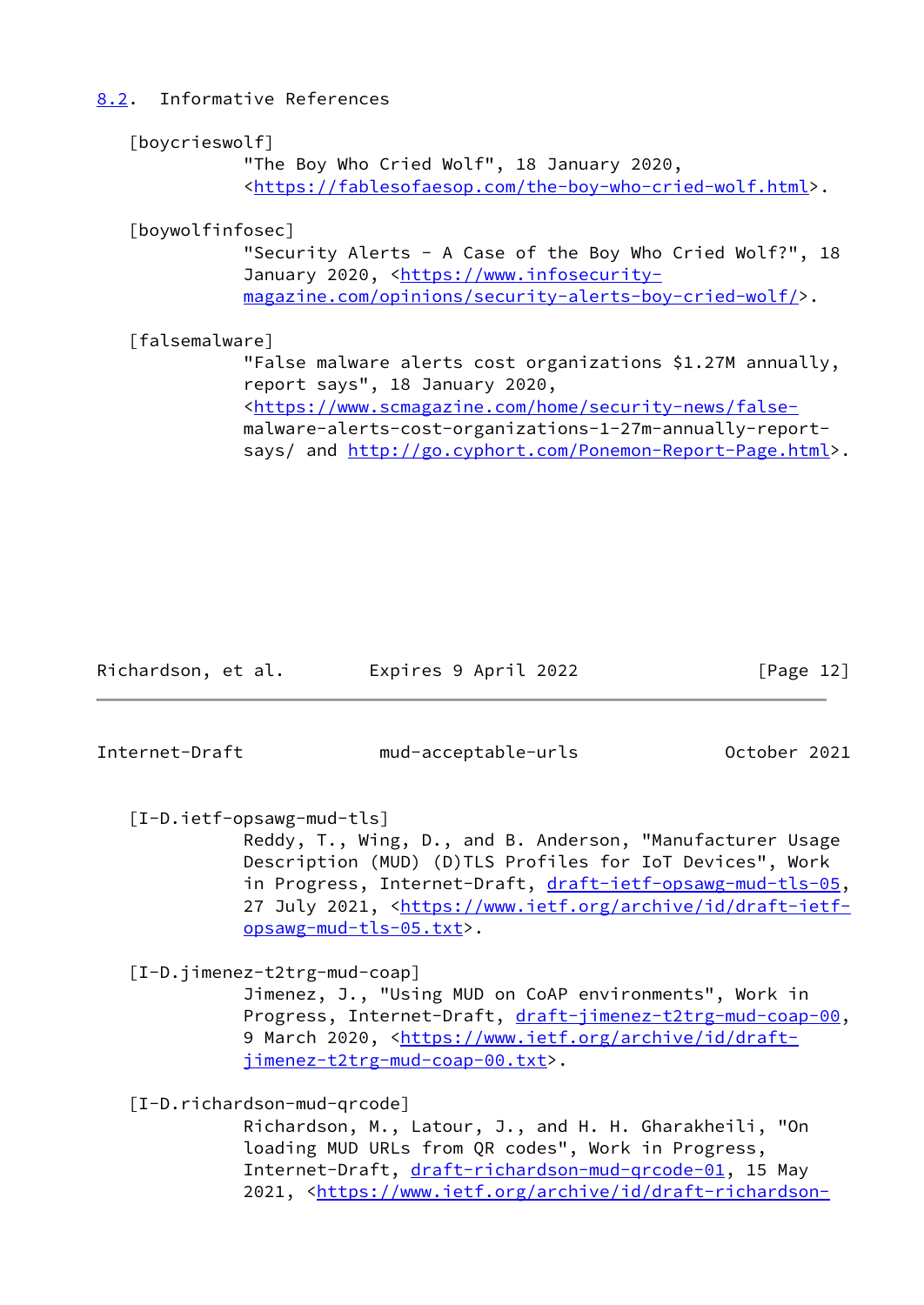## 8.2. Informative References

[boycrieswolf]
"The Boy Who Cried Wolf", 18 January 2020, <https://fablesofaesop.com/the-boy-who-cried-wolf.html>.

[boywolfinfosec]
"Security Alerts - A Case of the Boy Who Cried Wolf?", 18 January 2020, <https://www.infosecurity-magazine.com/opinions/security-alerts-boy-cried-wolf/>.

[falsemalware]
"False malware alerts cost organizations $1.27M annually, report says", 18 January 2020, <https://www.scmagazine.com/home/security-news/false-malware-alerts-cost-organizations-1-27m-annually-report-says/ and http://go.cyphort.com/Ponemon-Report-Page.html>.

[I-D.ietf-opsawg-mud-tls]
Reddy, T., Wing, D., and B. Anderson, "Manufacturer Usage Description (MUD) (D)TLS Profiles for IoT Devices", Work in Progress, Internet-Draft, draft-ietf-opsawg-mud-tls-05, 27 July 2021, <https://www.ietf.org/archive/id/draft-ietf-opsawg-mud-tls-05.txt>.

[I-D.jimenez-t2trg-mud-coap]
Jimenez, J., "Using MUD on CoAP environments", Work in Progress, Internet-Draft, draft-jimenez-t2trg-mud-coap-00, 9 March 2020, <https://www.ietf.org/archive/id/draft-jimenez-t2trg-mud-coap-00.txt>.

[I-D.richardson-mud-qrcode]
Richardson, M., Latour, J., and H. H. Gharakheili, "On loading MUD URLs from QR codes", Work in Progress, Internet-Draft, draft-richardson-mud-qrcode-01, 15 May 2021, <https://www.ietf.org/archive/id/draft-richardson-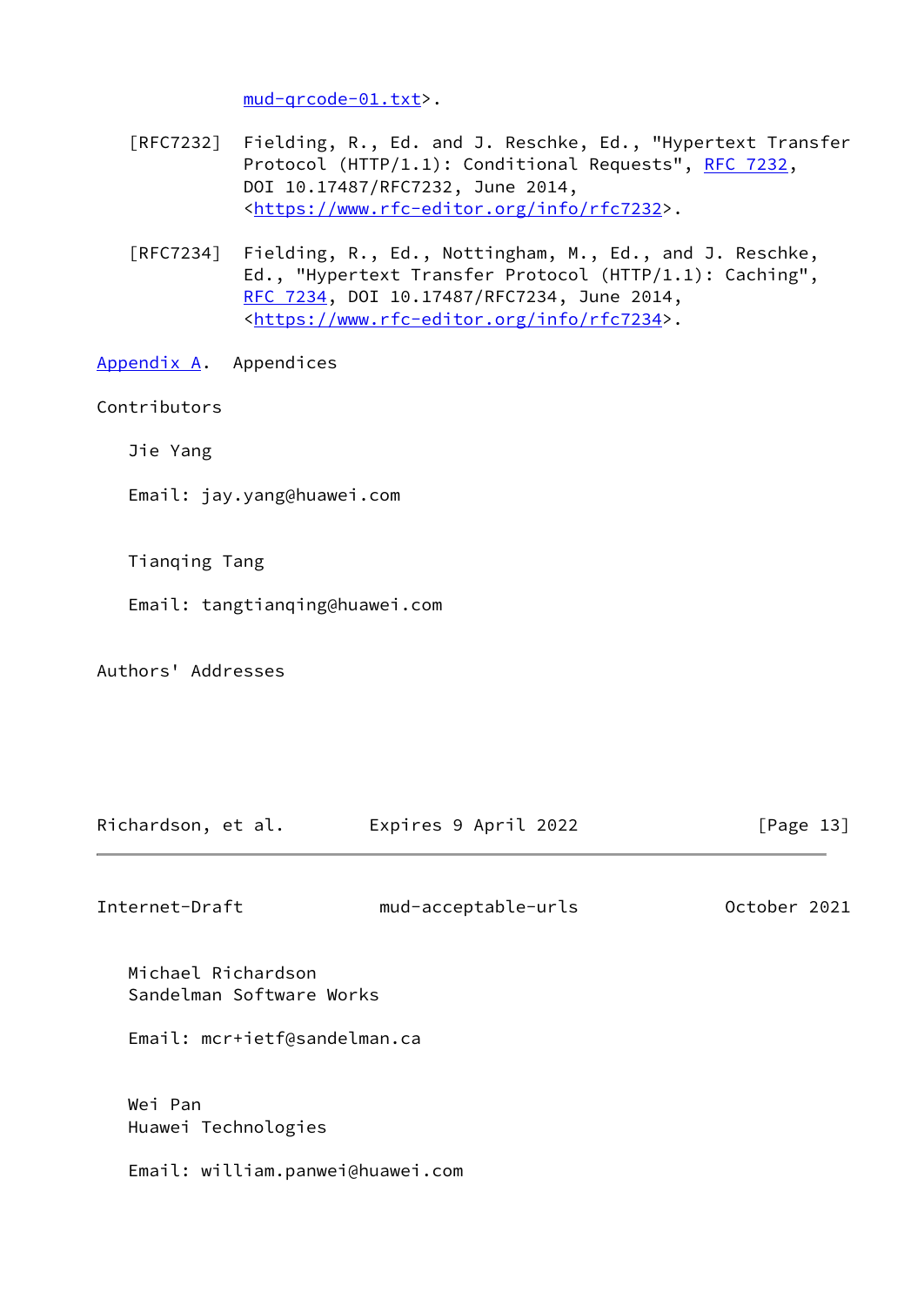mud-qrcode-01.txt>.

[RFC7232] Fielding, R., Ed. and J. Reschke, Ed., "Hypertext Transfer Protocol (HTTP/1.1): Conditional Requests", RFC 7232, DOI 10.17487/RFC7232, June 2014, <https://www.rfc-editor.org/info/rfc7232>.

[RFC7234] Fielding, R., Ed., Nottingham, M., Ed., and J. Reschke, Ed., "Hypertext Transfer Protocol (HTTP/1.1): Caching", RFC 7234, DOI 10.17487/RFC7234, June 2014, <https://www.rfc-editor.org/info/rfc7234>.

# Appendix A. Appendices

## Contributors

Jie Yang

Email: jay.yang@huawei.com

Tianqing Tang

Email: tangtianqing@huawei.com

## Authors' Addresses

Michael Richardson
Sandelman Software Works

Email: mcr+ietf@sandelman.ca

Wei Pan
Huawei Technologies

Email: william.panwei@huawei.com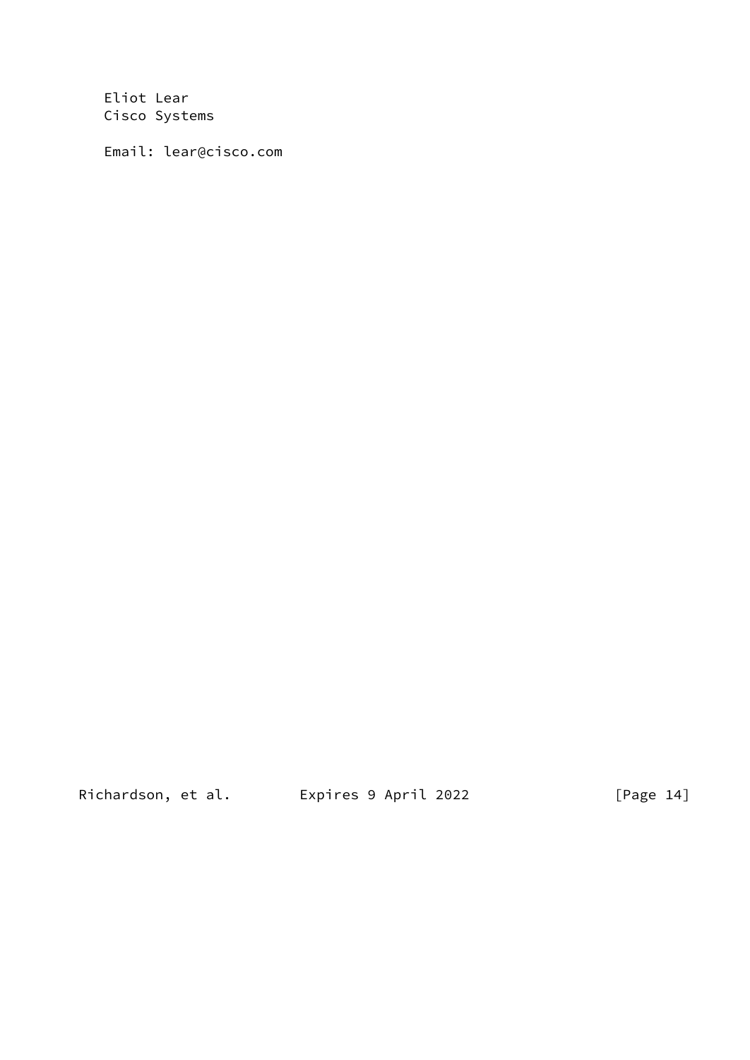Eliot Lear
Cisco Systems

Email: lear@cisco.com